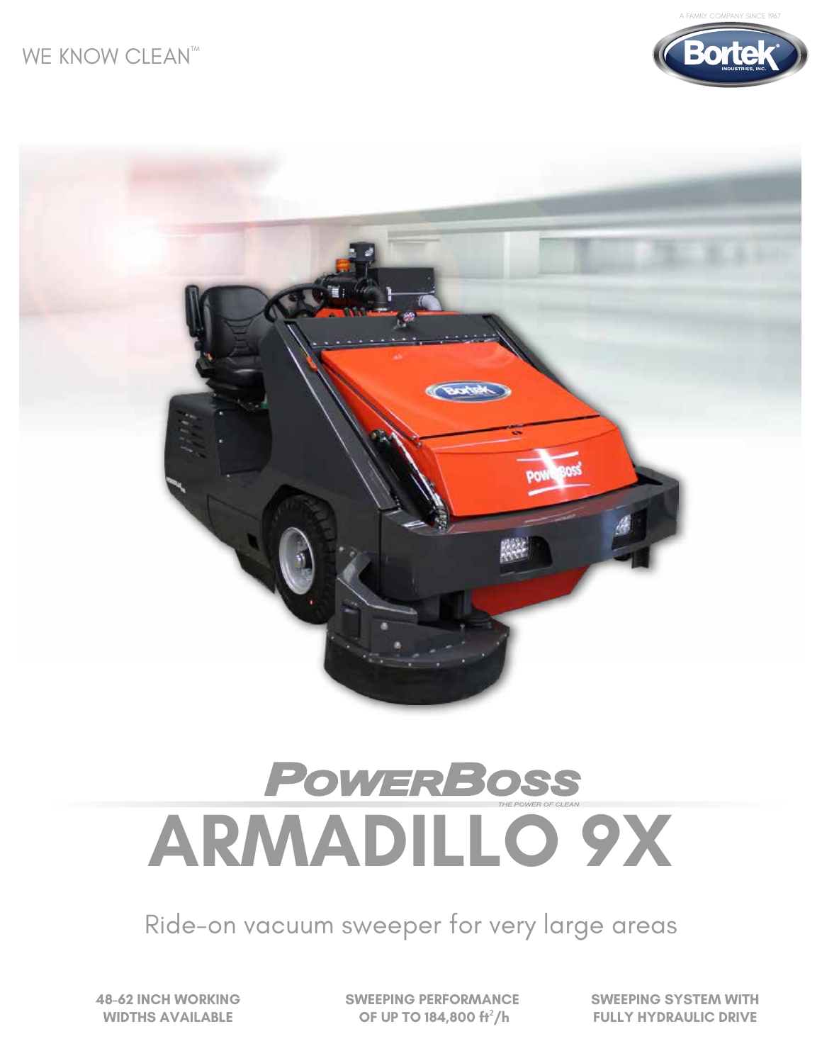WE KNOW CLEAN™

A FAMILY COMPANY SINCE 1967

# POWERBOSS

THE POWER OF CLEAN

# ARMADILLO 9X

## Ride-on vacuum sweeper for very large areas

**48-62 INCH WORKING WIDTHS AVAILABLE**

**SWEEPING PERFORMANCE OF UP TO 184,800 $ft^2/h$**

**SWEEPING SYSTEM WITH FULLY HYDRAULIC DRIVE**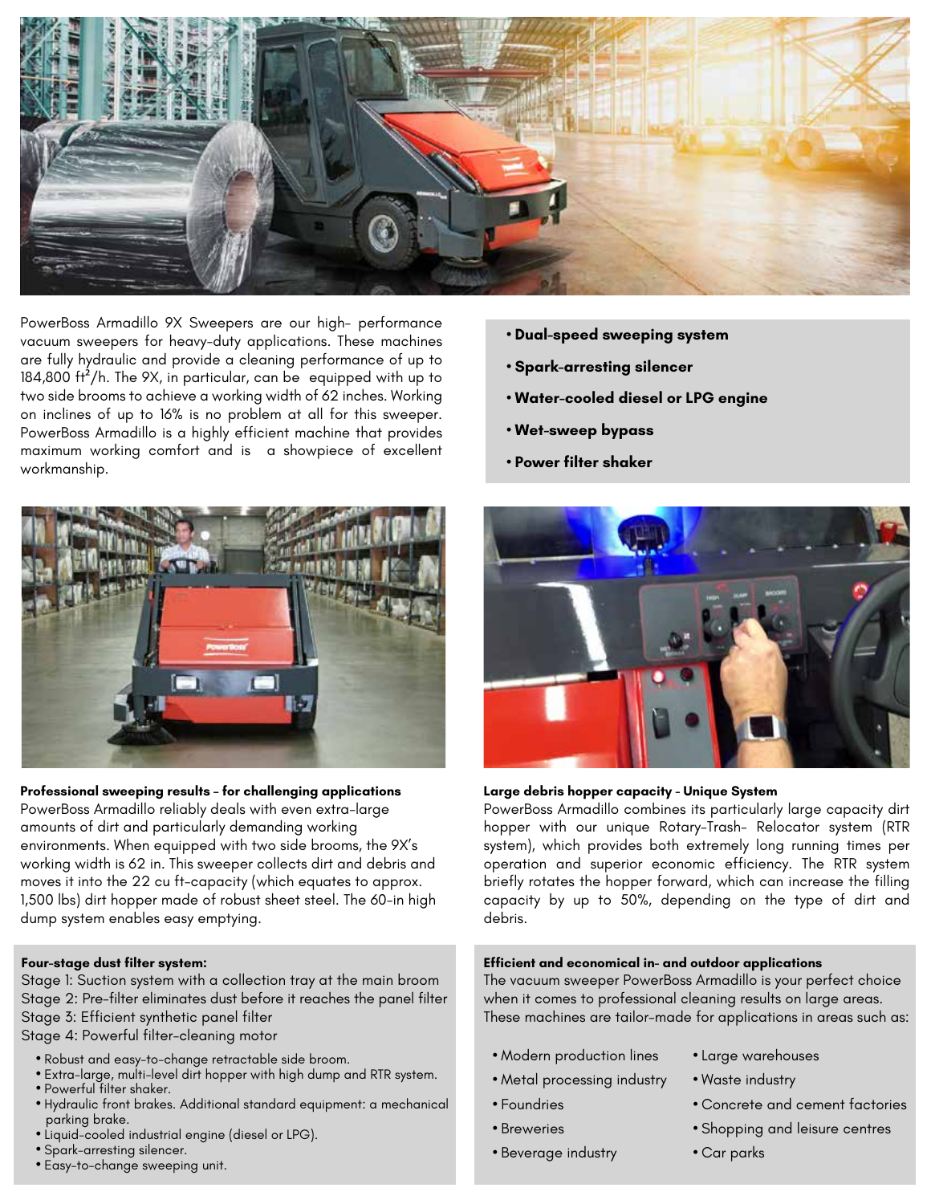PowerBoss Armadillo 9X Sweepers are our high- performance vacuum sweepers for heavy-duty applications. These machines are fully hydraulic and provide a cleaning performance of up to 184,800 $ft^2$/h. The 9X, in particular, can be equipped with up to two side brooms to achieve a working width of 62 inches. Working on inclines of up to 16% is no problem at all for this sweeper. PowerBoss Armadillo is a highly efficient machine that provides maximum working comfort and is a showpiece of excellent workmanship.

- **Dual-speed sweeping system**
- **Spark-arresting silencer**
- **Water-cooled diesel or LPG engine**
- **Wet-sweep bypass**
- **Power filter shaker**

**Professional sweeping results - for challenging applications**

PowerBoss Armadillo reliably deals with even extra-large amounts of dirt and particularly demanding working environments. When equipped with two side brooms, the 9X's working width is 62 in. This sweeper collects dirt and debris and moves it into the 22 cu ft-capacity (which equates to approx. 1,500 lbs) dirt hopper made of robust sheet steel. The 60-in high dump system enables easy emptying.

**Large debris hopper capacity - Unique System**

PowerBoss Armadillo combines its particularly large capacity dirt hopper with our unique Rotary-Trash- Relocator system (RTR system), which provides both extremely long running times per operation and superior economic efficiency. The RTR system briefly rotates the hopper forward, which can increase the filling capacity by up to 50%, depending on the type of dirt and debris.

**Four-stage dust filter system:**

Stage 1: Suction system with a collection tray at the main broom
Stage 2: Pre-filter eliminates dust before it reaches the panel filter
Stage 3: Efficient synthetic panel filter
Stage 4: Powerful filter-cleaning motor

- Robust and easy-to-change retractable side broom.
- Extra-large, multi-level dirt hopper with high dump and RTR system.
- Powerful filter shaker.
- Hydraulic front brakes. Additional standard equipment: a mechanical parking brake.
- Liquid-cooled industrial engine (diesel or LPG).
- Spark-arresting silencer.
- Easy-to-change sweeping unit.

**Efficient and economical in- and outdoor applications**

The vacuum sweeper PowerBoss Armadillo is your perfect choice when it comes to professional cleaning results on large areas. These machines are tailor-made for applications in areas such as:

- Modern production lines
- Metal processing industry
- Foundries
- Breweries
- Beverage industry
- Large warehouses
- Waste industry
- Concrete and cement factories
- Shopping and leisure centres
- Car parks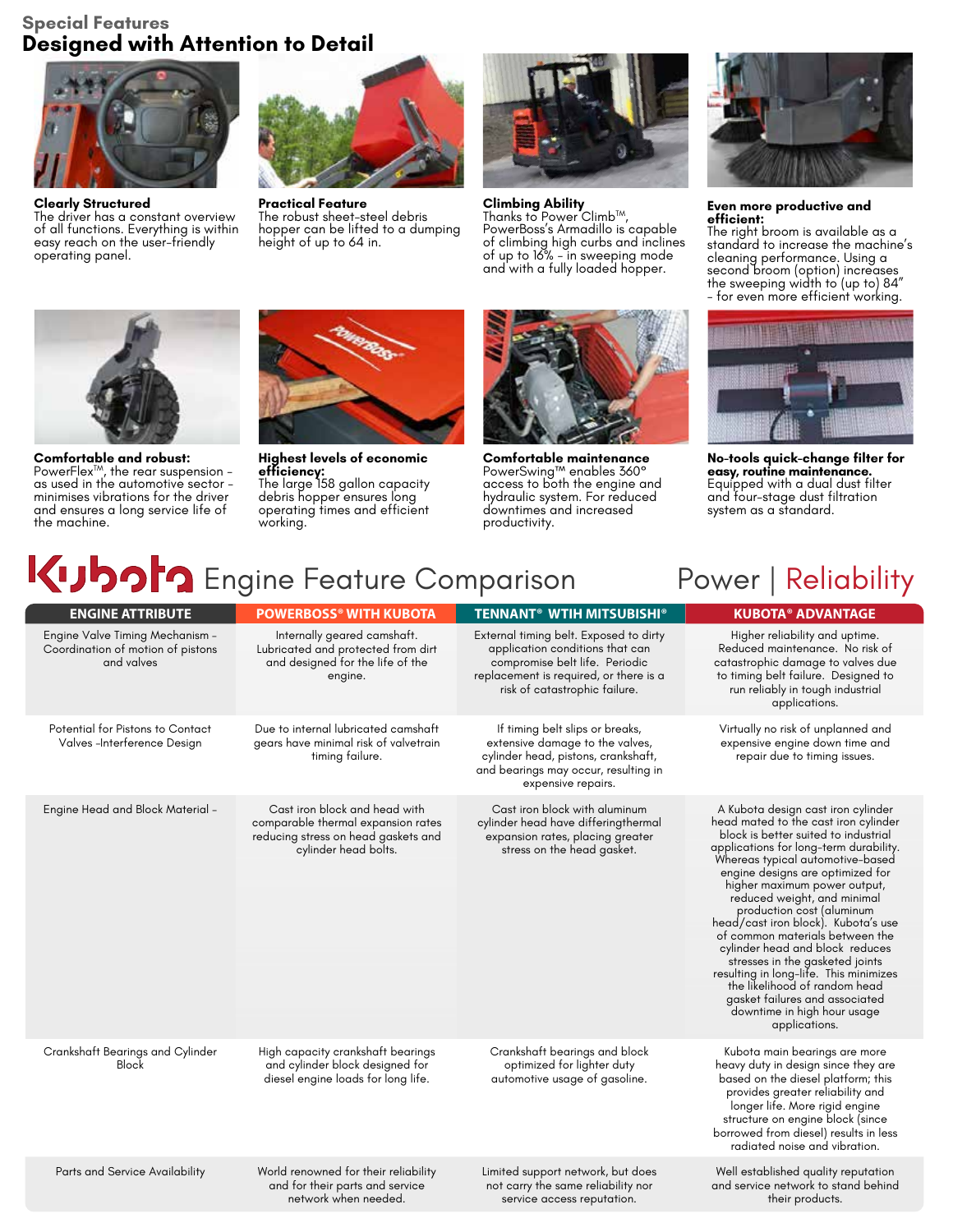Special Features

# Designed with Attention to Detail

**Clearly Structured**
The driver has a constant overview of all functions. Everything is within easy reach on the user-friendly operating panel.

**Practical Feature**
The robust sheet-steel debris hopper can be lifted to a dumping height of up to 64 in.

**Climbing Ability**
Thanks to Power Climb™, PowerBoss's Armadillo is capable of climbing high curbs and inclines of up to 16% – in sweeping mode and with a fully loaded hopper.

**Even more productive and efficient:**
The right broom is available as a standard to increase the machine's cleaning performance. Using a second broom (option) increases the sweeping width to (up to) 84" – for even more efficient working.

**Comfortable and robust:**
PowerFlex™, the rear suspension – as used in the automotive sector – minimises vibrations for the driver and ensures a long service life of the machine.

**Highest levels of economic efficiency:**
The large 158 gallon capacity debris hopper ensures long operating times and efficient working.

**Comfortable maintenance**
PowerSwing™ enables 360° access to both the engine and hydraulic system. For reduced downtimes and increased productivity.

**No-tools quick-change filter for easy, routine maintenance.**
Equipped with a dual dust filter and four-stage dust filtration system as a standard.

## Kubota Engine Feature Comparison

Power | Reliability

| ENGINE ATTRIBUTE | POWERBOSS® WITH KUBOTA | TENNANT® WTIH MITSUBISHI® | KUBOTA® ADVANTAGE |
|---|---|---|---|
| Engine Valve Timing Mechanism – Coordination of motion of pistons and valves | Internally geared camshaft. Lubricated and protected from dirt and designed for the life of the engine. | External timing belt. Exposed to dirty application conditions that can compromise belt life. Periodic replacement is required, or there is a risk of catastrophic failure. | Higher reliability and uptime. Reduced maintenance. No risk of catastrophic damage to valves due to timing belt failure. Designed to run reliably in tough industrial applications. |
| Potential for Pistons to Contact Valves –Interference Design | Due to internal lubricated camshaft gears have minimal risk of valvetrain timing failure. | If timing belt slips or breaks, extensive damage to the valves, cylinder head, pistons, crankshaft, and bearings may occur, resulting in expensive repairs. | Virtually no risk of unplanned and expensive engine down time and repair due to timing issues. |
| Engine Head and Block Material – | Cast iron block and head with comparable thermal expansion rates reducing stress on head gaskets and cylinder head bolts. | Cast iron block with aluminum cylinder head have differingthermal expansion rates, placing greater stress on the head gasket. | A Kubota design cast iron cylinder head mated to the cast iron cylinder block is better suited to industrial applications for long-term durability. Whereas typical automotive-based engine designs are optimized for higher maximum power output, reduced weight, and minimal production cost (aluminum head/cast iron block). Kubota's use of common materials between the cylinder head and block reduces stresses in the gasketed joints resulting in long-life. This minimizes the likelihood of random head gasket failures and associated downtime in high hour usage applications. |
| Crankshaft Bearings and Cylinder Block | High capacity crankshaft bearings and cylinder block designed for diesel engine loads for long life. | Crankshaft bearings and block optimized for lighter duty automotive usage of gasoline. | Kubota main bearings are more heavy duty in design since they are based on the diesel platform; this provides greater reliability and longer life. More rigid engine structure on engine block (since borrowed from diesel) results in less radiated noise and vibration. |
| Parts and Service Availability | World renowned for their reliability and for their parts and service network when needed. | Limited support network, but does not carry the same reliability nor service access reputation. | Well established quality reputation and service network to stand behind their products. |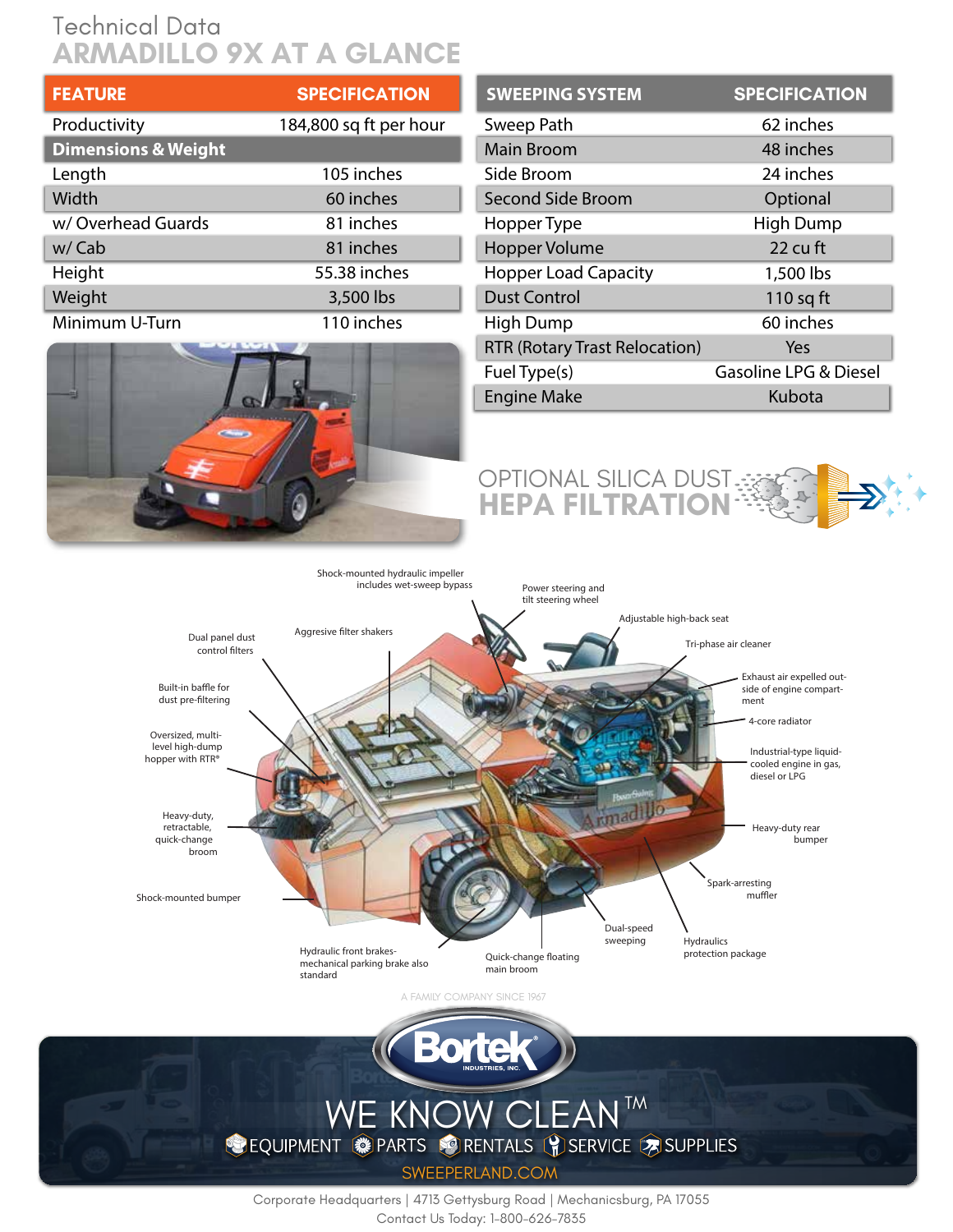Technical Data

# ARMADILLO 9X AT A GLANCE

| FEATURE | SPECIFICATION |
|---|---|
| Productivity | 184,800 sq ft per hour |
| **Dimensions & Weight** | |
| Length | 105 inches |
| Width | 60 inches |
| w/ Overhead Guards | 81 inches |
| w/ Cab | 81 inches |
| Height | 55.38 inches |
| Weight | 3,500 lbs |
| Minimum U-Turn | 110 inches |

| SWEEPING SYSTEM | SPECIFICATION |
|---|---|
| Sweep Path | 62 inches |
| Main Broom | 48 inches |
| Side Broom | 24 inches |
| Second Side Broom | Optional |
| Hopper Type | High Dump |
| Hopper Volume | 22 cu ft |
| Hopper Load Capacity | 1,500 lbs |
| Dust Control | 110 sq ft |
| High Dump | 60 inches |
| RTR (Rotary Trast Relocation) | Yes |
| Fuel Type(s) | Gasoline LPG & Diesel |
| Engine Make | Kubota |

OPTIONAL SILICA DUST
**HEPA FILTRATION**

Shock-mounted hydraulic impeller includes wet-sweep bypass

Power steering and tilt steering wheel

Adjustable high-back seat

Tri-phase air cleaner

Aggresive filter shakers

Dual panel dust control filters

Built-in baffle for dust pre-filtering

Oversized, multi-level high-dump hopper with RTR®

Exhaust air expelled outside of engine compartment

4-core radiator

Industrial-type liquid-cooled engine in gas, diesel or LPG

Heavy-duty, retractable, quick-change broom

Heavy-duty rear bumper

Shock-mounted bumper

Spark-arresting muffler

Dual-speed sweeping

Hydraulics protection package

Hydraulic front brakes-mechanical parking brake also standard

Quick-change floating main broom

A FAMILY COMPANY SINCE 1967

Bortek INDUSTRIES, INC.

WE KNOW CLEAN™

EQUIPMENT PARTS RENTALS SERVICE SUPPLIES

SWEEPERLAND.COM

Corporate Headquarters | 4713 Gettysburg Road | Mechanicsburg, PA 17055
Contact Us Today: 1-800-626-7835